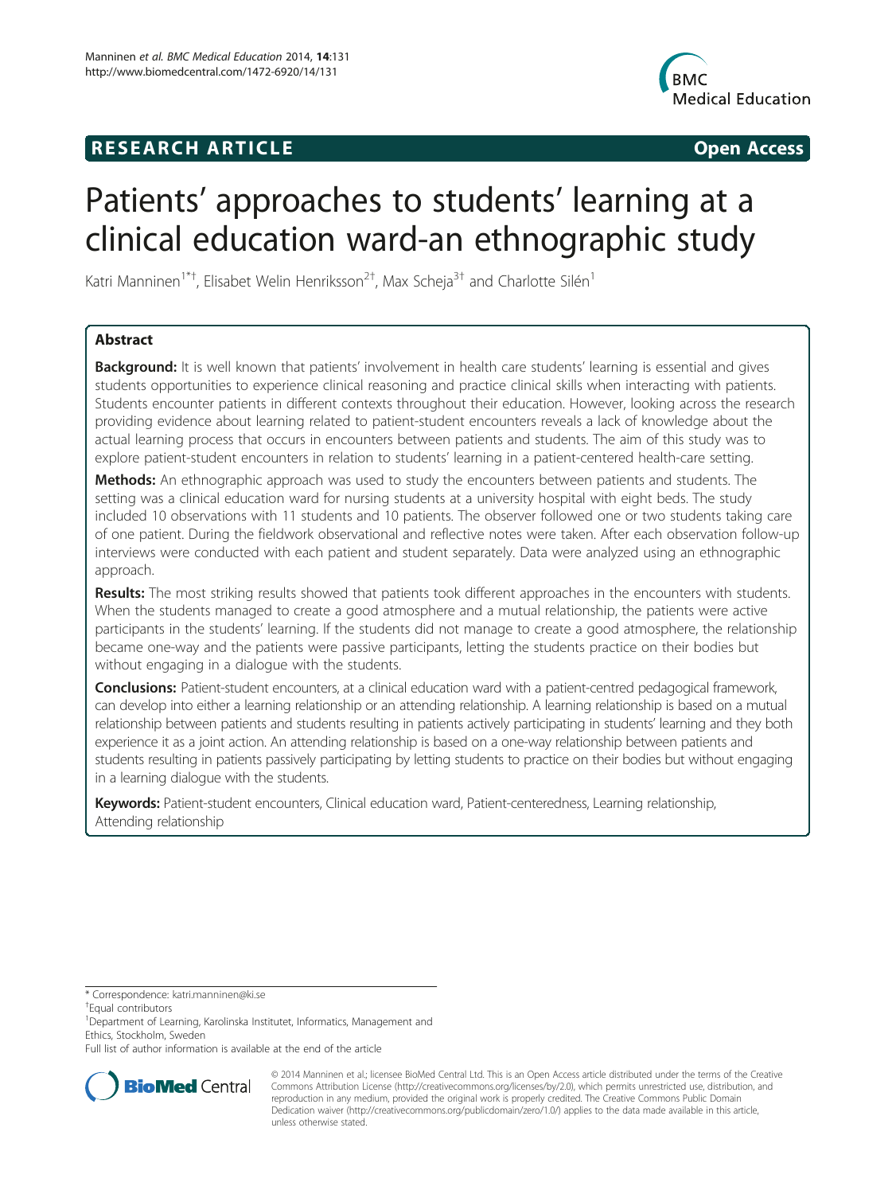**RESEARCH ARTICLE** **Open Access**

# Patients' approaches to students' learning at a clinical education ward-an ethnographic study

Katri Manninen[1*†], Elisabet Welin Henriksson[2†], Max Scheja[3†] and Charlotte Silén[1]

## Abstract

**Background:** It is well known that patients' involvement in health care students' learning is essential and gives students opportunities to experience clinical reasoning and practice clinical skills when interacting with patients. Students encounter patients in different contexts throughout their education. However, looking across the research providing evidence about learning related to patient-student encounters reveals a lack of knowledge about the actual learning process that occurs in encounters between patients and students. The aim of this study was to explore patient-student encounters in relation to students' learning in a patient-centered health-care setting.

**Methods:** An ethnographic approach was used to study the encounters between patients and students. The setting was a clinical education ward for nursing students at a university hospital with eight beds. The study included 10 observations with 11 students and 10 patients. The observer followed one or two students taking care of one patient. During the fieldwork observational and reflective notes were taken. After each observation follow-up interviews were conducted with each patient and student separately. Data were analyzed using an ethnographic approach.

**Results:** The most striking results showed that patients took different approaches in the encounters with students. When the students managed to create a good atmosphere and a mutual relationship, the patients were active participants in the students' learning. If the students did not manage to create a good atmosphere, the relationship became one-way and the patients were passive participants, letting the students practice on their bodies but without engaging in a dialogue with the students.

**Conclusions:** Patient-student encounters, at a clinical education ward with a patient-centred pedagogical framework, can develop into either a learning relationship or an attending relationship. A learning relationship is based on a mutual relationship between patients and students resulting in patients actively participating in students' learning and they both experience it as a joint action. An attending relationship is based on a one-way relationship between patients and students resulting in patients passively participating by letting students to practice on their bodies but without engaging in a learning dialogue with the students.

**Keywords:** Patient-student encounters, Clinical education ward, Patient-centeredness, Learning relationship, Attending relationship

---

* Correspondence: katri.manninen@ki.se

†Equal contributors

[1]Department of Learning, Karolinska Institutet, Informatics, Management and Ethics, Stockholm, Sweden

Full list of author information is available at the end of the article

© 2014 Manninen et al.; licensee BioMed Central Ltd. This is an Open Access article distributed under the terms of the Creative Commons Attribution License (http://creativecommons.org/licenses/by/2.0), which permits unrestricted use, distribution, and reproduction in any medium, provided the original work is properly credited. The Creative Commons Public Domain Dedication waiver (http://creativecommons.org/publicdomain/zero/1.0/) applies to the data made available in this article, unless otherwise stated.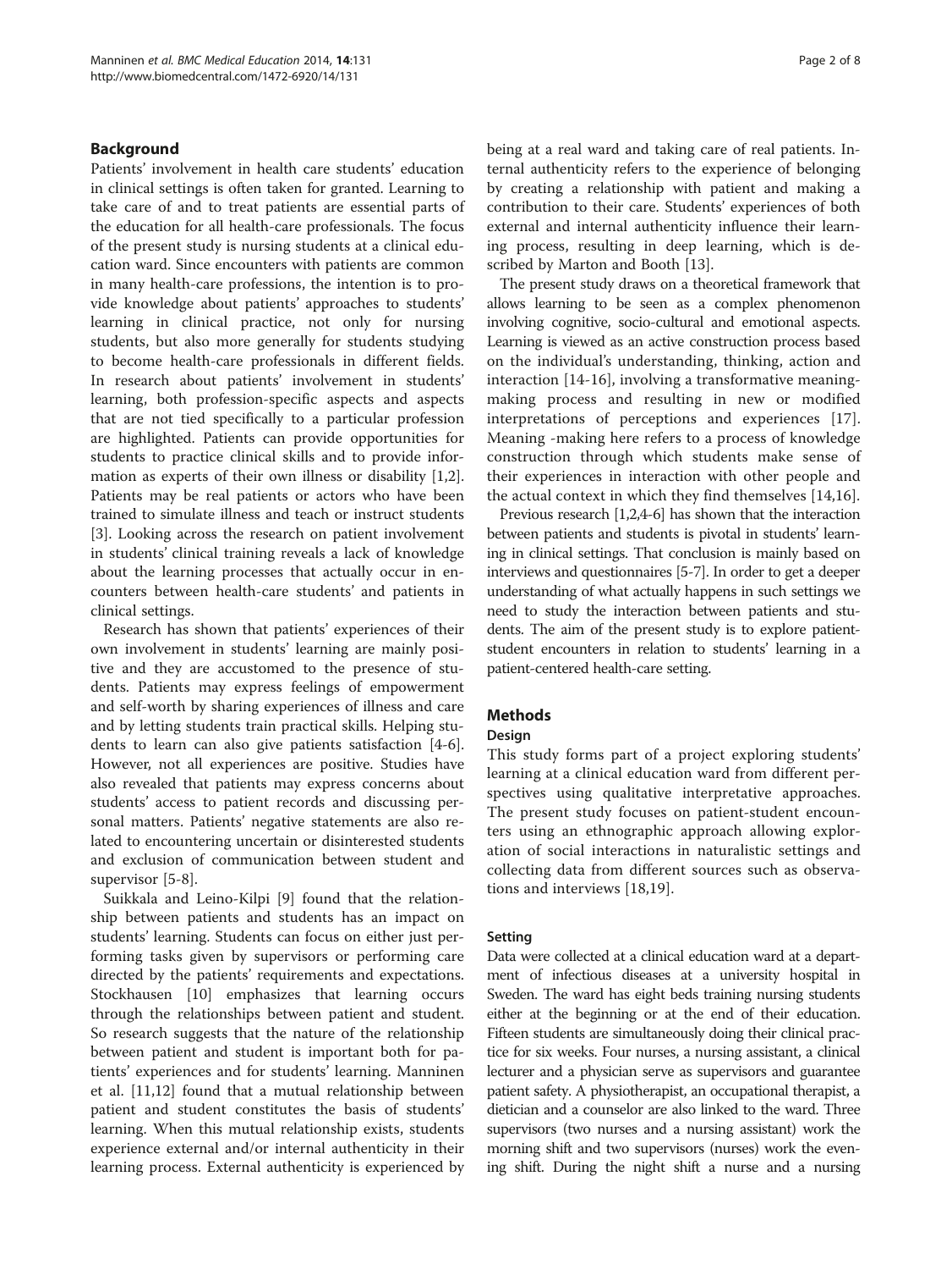## Background

Patients' involvement in health care students' education in clinical settings is often taken for granted. Learning to take care of and to treat patients are essential parts of the education for all health-care professionals. The focus of the present study is nursing students at a clinical education ward. Since encounters with patients are common in many health-care professions, the intention is to provide knowledge about patients' approaches to students' learning in clinical practice, not only for nursing students, but also more generally for students studying to become health-care professionals in different fields. In research about patients' involvement in students' learning, both profession-specific aspects and aspects that are not tied specifically to a particular profession are highlighted. Patients can provide opportunities for students to practice clinical skills and to provide information as experts of their own illness or disability [1,2]. Patients may be real patients or actors who have been trained to simulate illness and teach or instruct students [3]. Looking across the research on patient involvement in students' clinical training reveals a lack of knowledge about the learning processes that actually occur in encounters between health-care students' and patients in clinical settings.

Research has shown that patients' experiences of their own involvement in students' learning are mainly positive and they are accustomed to the presence of students. Patients may express feelings of empowerment and self-worth by sharing experiences of illness and care and by letting students train practical skills. Helping students to learn can also give patients satisfaction [4-6]. However, not all experiences are positive. Studies have also revealed that patients may express concerns about students' access to patient records and discussing personal matters. Patients' negative statements are also related to encountering uncertain or disinterested students and exclusion of communication between student and supervisor [5-8].

Suikkala and Leino-Kilpi [9] found that the relationship between patients and students has an impact on students' learning. Students can focus on either just performing tasks given by supervisors or performing care directed by the patients' requirements and expectations. Stockhausen [10] emphasizes that learning occurs through the relationships between patient and student. So research suggests that the nature of the relationship between patient and student is important both for patients' experiences and for students' learning. Manninen et al. [11,12] found that a mutual relationship between patient and student constitutes the basis of students' learning. When this mutual relationship exists, students experience external and/or internal authenticity in their learning process. External authenticity is experienced by being at a real ward and taking care of real patients. Internal authenticity refers to the experience of belonging by creating a relationship with patient and making a contribution to their care. Students' experiences of both external and internal authenticity influence their learning process, resulting in deep learning, which is described by Marton and Booth [13].

The present study draws on a theoretical framework that allows learning to be seen as a complex phenomenon involving cognitive, socio-cultural and emotional aspects. Learning is viewed as an active construction process based on the individual's understanding, thinking, action and interaction [14-16], involving a transformative meaning-making process and resulting in new or modified interpretations of perceptions and experiences [17]. Meaning -making here refers to a process of knowledge construction through which students make sense of their experiences in interaction with other people and the actual context in which they find themselves [14,16].

Previous research [1,2,4-6] has shown that the interaction between patients and students is pivotal in students' learning in clinical settings. That conclusion is mainly based on interviews and questionnaires [5-7]. In order to get a deeper understanding of what actually happens in such settings we need to study the interaction between patients and students. The aim of the present study is to explore patient-student encounters in relation to students' learning in a patient-centered health-care setting.

## Methods

### Design

This study forms part of a project exploring students' learning at a clinical education ward from different perspectives using qualitative interpretative approaches. The present study focuses on patient-student encounters using an ethnographic approach allowing exploration of social interactions in naturalistic settings and collecting data from different sources such as observations and interviews [18,19].

### Setting

Data were collected at a clinical education ward at a department of infectious diseases at a university hospital in Sweden. The ward has eight beds training nursing students either at the beginning or at the end of their education. Fifteen students are simultaneously doing their clinical practice for six weeks. Four nurses, a nursing assistant, a clinical lecturer and a physician serve as supervisors and guarantee patient safety. A physiotherapist, an occupational therapist, a dietician and a counselor are also linked to the ward. Three supervisors (two nurses and a nursing assistant) work the morning shift and two supervisors (nurses) work the evening shift. During the night shift a nurse and a nursing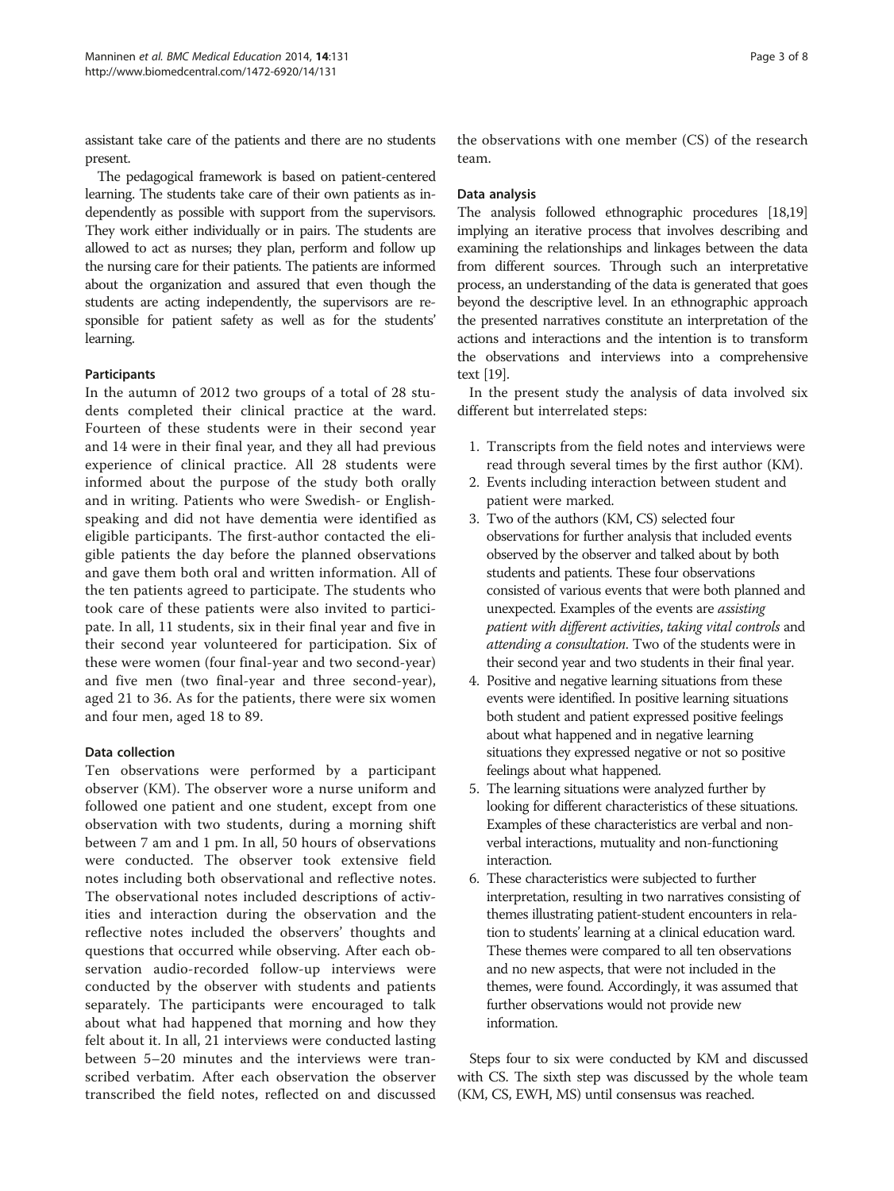assistant take care of the patients and there are no students present.

The pedagogical framework is based on patient-centered learning. The students take care of their own patients as independently as possible with support from the supervisors. They work either individually or in pairs. The students are allowed to act as nurses; they plan, perform and follow up the nursing care for their patients. The patients are informed about the organization and assured that even though the students are acting independently, the supervisors are responsible for patient safety as well as for the students' learning.

### Participants

In the autumn of 2012 two groups of a total of 28 students completed their clinical practice at the ward. Fourteen of these students were in their second year and 14 were in their final year, and they all had previous experience of clinical practice. All 28 students were informed about the purpose of the study both orally and in writing. Patients who were Swedish- or English-speaking and did not have dementia were identified as eligible participants. The first-author contacted the eligible patients the day before the planned observations and gave them both oral and written information. All of the ten patients agreed to participate. The students who took care of these patients were also invited to participate. In all, 11 students, six in their final year and five in their second year volunteered for participation. Six of these were women (four final-year and two second-year) and five men (two final-year and three second-year), aged 21 to 36. As for the patients, there were six women and four men, aged 18 to 89.

### Data collection

Ten observations were performed by a participant observer (KM). The observer wore a nurse uniform and followed one patient and one student, except from one observation with two students, during a morning shift between 7 am and 1 pm. In all, 50 hours of observations were conducted. The observer took extensive field notes including both observational and reflective notes. The observational notes included descriptions of activities and interaction during the observation and the reflective notes included the observers' thoughts and questions that occurred while observing. After each observation audio-recorded follow-up interviews were conducted by the observer with students and patients separately. The participants were encouraged to talk about what had happened that morning and how they felt about it. In all, 21 interviews were conducted lasting between 5–20 minutes and the interviews were transcribed verbatim. After each observation the observer transcribed the field notes, reflected on and discussed the observations with one member (CS) of the research team.

### Data analysis

The analysis followed ethnographic procedures [18,19] implying an iterative process that involves describing and examining the relationships and linkages between the data from different sources. Through such an interpretative process, an understanding of the data is generated that goes beyond the descriptive level. In an ethnographic approach the presented narratives constitute an interpretation of the actions and interactions and the intention is to transform the observations and interviews into a comprehensive text [19].

In the present study the analysis of data involved six different but interrelated steps:

1. Transcripts from the field notes and interviews were read through several times by the first author (KM).
2. Events including interaction between student and patient were marked.
3. Two of the authors (KM, CS) selected four observations for further analysis that included events observed by the observer and talked about by both students and patients. These four observations consisted of various events that were both planned and unexpected. Examples of the events are *assisting patient with different activities*, *taking vital controls* and *attending a consultation*. Two of the students were in their second year and two students in their final year.
4. Positive and negative learning situations from these events were identified. In positive learning situations both student and patient expressed positive feelings about what happened and in negative learning situations they expressed negative or not so positive feelings about what happened.
5. The learning situations were analyzed further by looking for different characteristics of these situations. Examples of these characteristics are verbal and non-verbal interactions, mutuality and non-functioning interaction.
6. These characteristics were subjected to further interpretation, resulting in two narratives consisting of themes illustrating patient-student encounters in relation to students' learning at a clinical education ward. These themes were compared to all ten observations and no new aspects, that were not included in the themes, were found. Accordingly, it was assumed that further observations would not provide new information.

Steps four to six were conducted by KM and discussed with CS. The sixth step was discussed by the whole team (KM, CS, EWH, MS) until consensus was reached.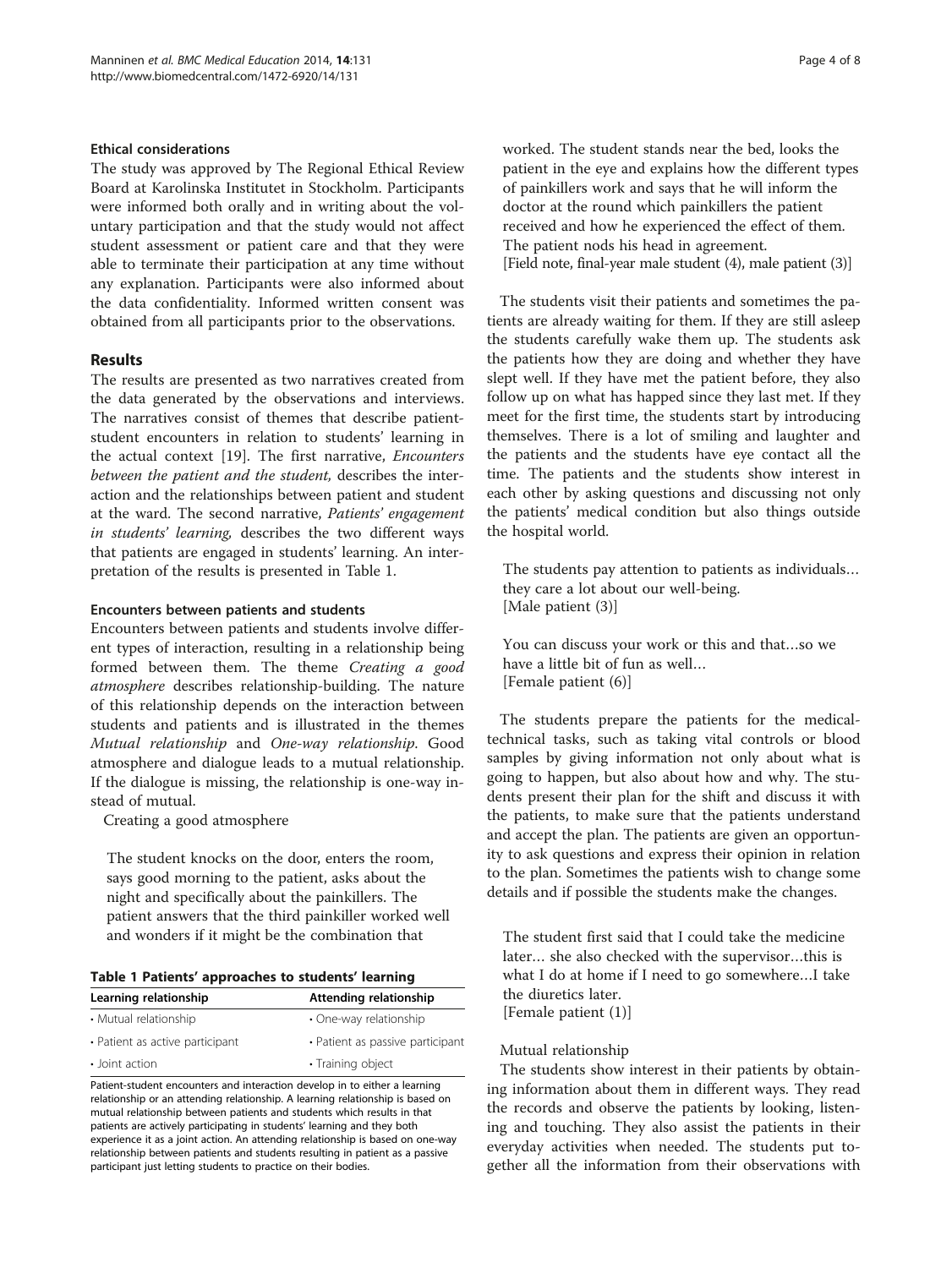### Ethical considerations

The study was approved by The Regional Ethical Review Board at Karolinska Institutet in Stockholm. Participants were informed both orally and in writing about the voluntary participation and that the study would not affect student assessment or patient care and that they were able to terminate their participation at any time without any explanation. Participants were also informed about the data confidentiality. Informed written consent was obtained from all participants prior to the observations.

## Results

The results are presented as two narratives created from the data generated by the observations and interviews. The narratives consist of themes that describe patient-student encounters in relation to students' learning in the actual context [19]. The first narrative, *Encounters between the patient and the student,* describes the interaction and the relationships between patient and student at the ward. The second narrative, *Patients' engagement in students' learning,* describes the two different ways that patients are engaged in students' learning. An interpretation of the results is presented in Table 1.

### Encounters between patients and students

Encounters between patients and students involve different types of interaction, resulting in a relationship being formed between them. The theme *Creating a good atmosphere* describes relationship-building. The nature of this relationship depends on the interaction between students and patients and is illustrated in the themes *Mutual relationship* and *One-way relationship*. Good atmosphere and dialogue leads to a mutual relationship. If the dialogue is missing, the relationship is one-way instead of mutual.

Creating a good atmosphere

> The student knocks on the door, enters the room, says good morning to the patient, asks about the night and specifically about the painkillers. The patient answers that the third painkiller worked well and wonders if it might be the combination that worked. The student stands near the bed, looks the patient in the eye and explains how the different types of painkillers work and says that he will inform the doctor at the round which painkillers the patient received and how he experienced the effect of them. The patient nods his head in agreement.
> [Field note, final-year male student (4), male patient (3)]

**Table 1 Patients' approaches to students' learning**

| Learning relationship | Attending relationship |
| --- | --- |
| • Mutual relationship | • One-way relationship |
| • Patient as active participant | • Patient as passive participant |
| • Joint action | • Training object |

Patient-student encounters and interaction develop in to either a learning relationship or an attending relationship. A learning relationship is based on mutual relationship between patients and students which results in that patients are actively participating in students' learning and they both experience it as a joint action. An attending relationship is based on one-way relationship between patients and students resulting in patient as a passive participant just letting students to practice on their bodies.

The students visit their patients and sometimes the patients are already waiting for them. If they are still asleep the students carefully wake them up. The students ask the patients how they are doing and whether they have slept well. If they have met the patient before, they also follow up on what has happed since they last met. If they meet for the first time, the students start by introducing themselves. There is a lot of smiling and laughter and the patients and the students have eye contact all the time. The patients and the students show interest in each other by asking questions and discussing not only the patients' medical condition but also things outside the hospital world.

> The students pay attention to patients as individuals… they care a lot about our well-being.
> [Male patient (3)]

> You can discuss your work or this and that…so we have a little bit of fun as well…
> [Female patient (6)]

The students prepare the patients for the medical-technical tasks, such as taking vital controls or blood samples by giving information not only about what is going to happen, but also about how and why. The students present their plan for the shift and discuss it with the patients, to make sure that the patients understand and accept the plan. The patients are given an opportunity to ask questions and express their opinion in relation to the plan. Sometimes the patients wish to change some details and if possible the students make the changes.

> The student first said that I could take the medicine later… she also checked with the supervisor…this is what I do at home if I need to go somewhere…I take the diuretics later.
> [Female patient (1)]

Mutual relationship

The students show interest in their patients by obtaining information about them in different ways. They read the records and observe the patients by looking, listening and touching. They also assist the patients in their everyday activities when needed. The students put together all the information from their observations with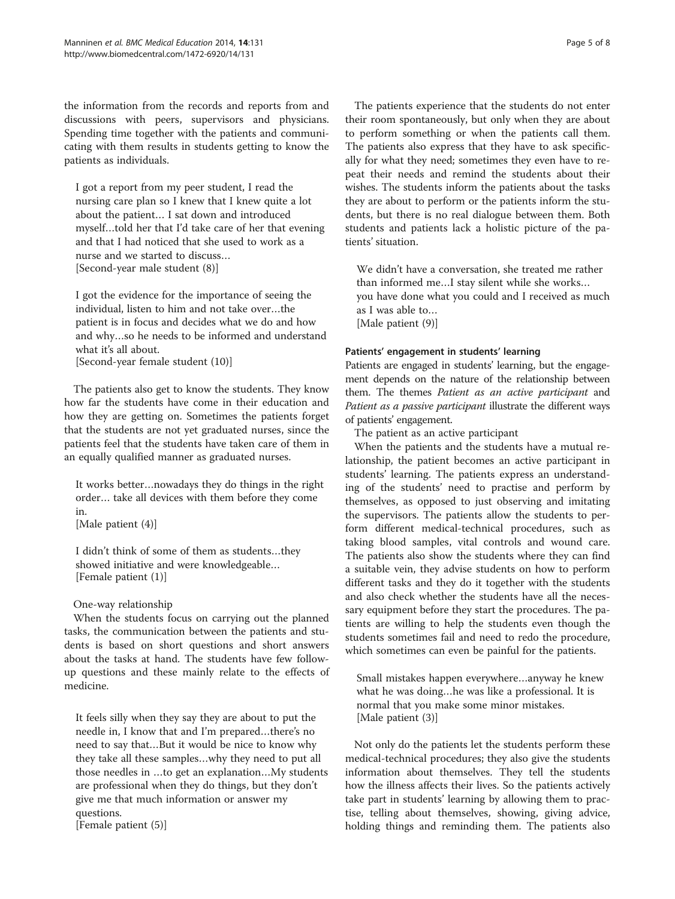the information from the records and reports from and discussions with peers, supervisors and physicians. Spending time together with the patients and communicating with them results in students getting to know the patients as individuals.

> I got a report from my peer student, I read the nursing care plan so I knew that I knew quite a lot about the patient… I sat down and introduced myself…told her that I'd take care of her that evening and that I had noticed that she used to work as a nurse and we started to discuss…
> [Second-year male student (8)]

> I got the evidence for the importance of seeing the individual, listen to him and not take over…the patient is in focus and decides what we do and how and why…so he needs to be informed and understand what it's all about.
> [Second-year female student (10)]

The patients also get to know the students. They know how far the students have come in their education and how they are getting on. Sometimes the patients forget that the students are not yet graduated nurses, since the patients feel that the students have taken care of them in an equally qualified manner as graduated nurses.

> It works better…nowadays they do things in the right order… take all devices with them before they come in.
> [Male patient (4)]

> I didn't think of some of them as students…they showed initiative and were knowledgeable…
> [Female patient (1)]

One-way relationship

When the students focus on carrying out the planned tasks, the communication between the patients and students is based on short questions and short answers about the tasks at hand. The students have few follow-up questions and these mainly relate to the effects of medicine.

> It feels silly when they say they are about to put the needle in, I know that and I'm prepared…there's no need to say that…But it would be nice to know why they take all these samples…why they need to put all those needles in …to get an explanation…My students are professional when they do things, but they don't give me that much information or answer my questions.
> [Female patient (5)]

The patients experience that the students do not enter their room spontaneously, but only when they are about to perform something or when the patients call them. The patients also express that they have to ask specifically for what they need; sometimes they even have to repeat their needs and remind the students about their wishes. The students inform the patients about the tasks they are about to perform or the patients inform the students, but there is no real dialogue between them. Both students and patients lack a holistic picture of the patients' situation.

> We didn't have a conversation, she treated me rather than informed me…I stay silent while she works… you have done what you could and I received as much as I was able to…
> [Male patient (9)]

### Patients' engagement in students' learning

Patients are engaged in students' learning, but the engagement depends on the nature of the relationship between them. The themes *Patient as an active participant* and *Patient as a passive participant* illustrate the different ways of patients' engagement.

The patient as an active participant

When the patients and the students have a mutual relationship, the patient becomes an active participant in students' learning. The patients express an understanding of the students' need to practise and perform by themselves, as opposed to just observing and imitating the supervisors. The patients allow the students to perform different medical-technical procedures, such as taking blood samples, vital controls and wound care. The patients also show the students where they can find a suitable vein, they advise students on how to perform different tasks and they do it together with the students and also check whether the students have all the necessary equipment before they start the procedures. The patients are willing to help the students even though the students sometimes fail and need to redo the procedure, which sometimes can even be painful for the patients.

> Small mistakes happen everywhere…anyway he knew what he was doing…he was like a professional. It is normal that you make some minor mistakes.
> [Male patient (3)]

Not only do the patients let the students perform these medical-technical procedures; they also give the students information about themselves. They tell the students how the illness affects their lives. So the patients actively take part in students' learning by allowing them to practise, telling about themselves, showing, giving advice, holding things and reminding them. The patients also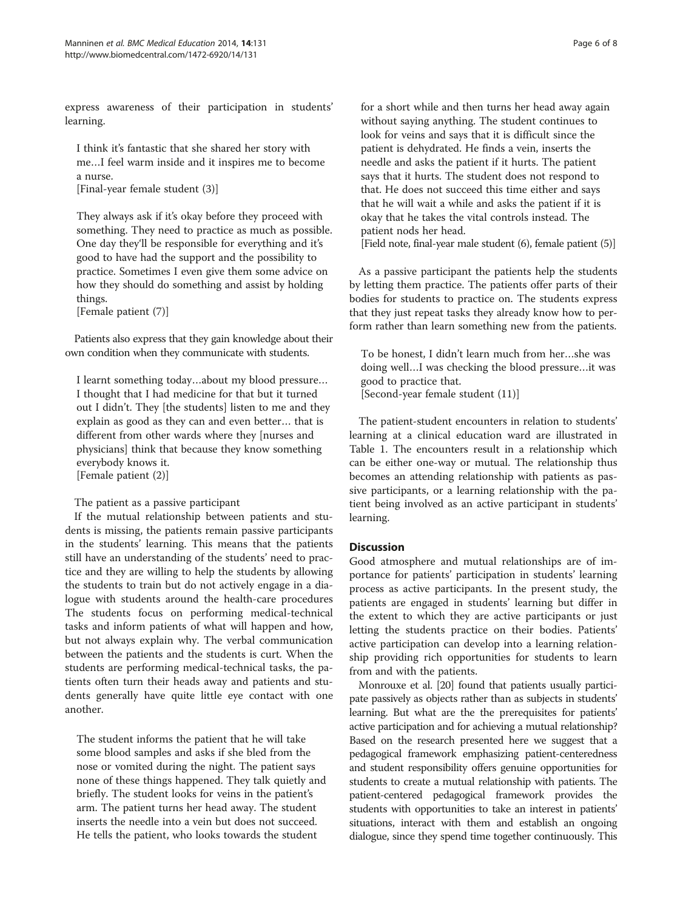express awareness of their participation in students' learning.

> I think it's fantastic that she shared her story with me…I feel warm inside and it inspires me to become a nurse.
> [Final-year female student (3)]

> They always ask if it's okay before they proceed with something. They need to practice as much as possible. One day they'll be responsible for everything and it's good to have had the support and the possibility to practice. Sometimes I even give them some advice on how they should do something and assist by holding things.
> [Female patient (7)]

Patients also express that they gain knowledge about their own condition when they communicate with students.

> I learnt something today…about my blood pressure…I thought that I had medicine for that but it turned out I didn't. They [the students] listen to me and they explain as good as they can and even better… that is different from other wards where they [nurses and physicians] think that because they know something everybody knows it.
> [Female patient (2)]

The patient as a passive participant

If the mutual relationship between patients and students is missing, the patients remain passive participants in the students' learning. This means that the patients still have an understanding of the students' need to practice and they are willing to help the students by allowing the students to train but do not actively engage in a dialogue with students around the health-care procedures The students focus on performing medical-technical tasks and inform patients of what will happen and how, but not always explain why. The verbal communication between the patients and the students is curt. When the students are performing medical-technical tasks, the patients often turn their heads away and patients and students generally have quite little eye contact with one another.

> The student informs the patient that he will take some blood samples and asks if she bled from the nose or vomited during the night. The patient says none of these things happened. They talk quietly and briefly. The student looks for veins in the patient's arm. The patient turns her head away. The student inserts the needle into a vein but does not succeed. He tells the patient, who looks towards the student for a short while and then turns her head away again without saying anything. The student continues to look for veins and says that it is difficult since the patient is dehydrated. He finds a vein, inserts the needle and asks the patient if it hurts. The patient says that it hurts. The student does not respond to that. He does not succeed this time either and says that he will wait a while and asks the patient if it is okay that he takes the vital controls instead. The patient nods her head.
> [Field note, final-year male student (6), female patient (5)]

As a passive participant the patients help the students by letting them practice. The patients offer parts of their bodies for students to practice on. The students express that they just repeat tasks they already know how to perform rather than learn something new from the patients.

> To be honest, I didn't learn much from her…she was doing well…I was checking the blood pressure…it was good to practice that.
> [Second-year female student (11)]

The patient-student encounters in relation to students' learning at a clinical education ward are illustrated in Table 1. The encounters result in a relationship which can be either one-way or mutual. The relationship thus becomes an attending relationship with patients as passive participants, or a learning relationship with the patient being involved as an active participant in students' learning.

## Discussion

Good atmosphere and mutual relationships are of importance for patients' participation in students' learning process as active participants. In the present study, the patients are engaged in students' learning but differ in the extent to which they are active participants or just letting the students practice on their bodies. Patients' active participation can develop into a learning relationship providing rich opportunities for students to learn from and with the patients.

Monrouxe et al. [20] found that patients usually participate passively as objects rather than as subjects in students' learning. But what are the the prerequisites for patients' active participation and for achieving a mutual relationship? Based on the research presented here we suggest that a pedagogical framework emphasizing patient-centeredness and student responsibility offers genuine opportunities for students to create a mutual relationship with patients. The patient-centered pedagogical framework provides the students with opportunities to take an interest in patients' situations, interact with them and establish an ongoing dialogue, since they spend time together continuously. This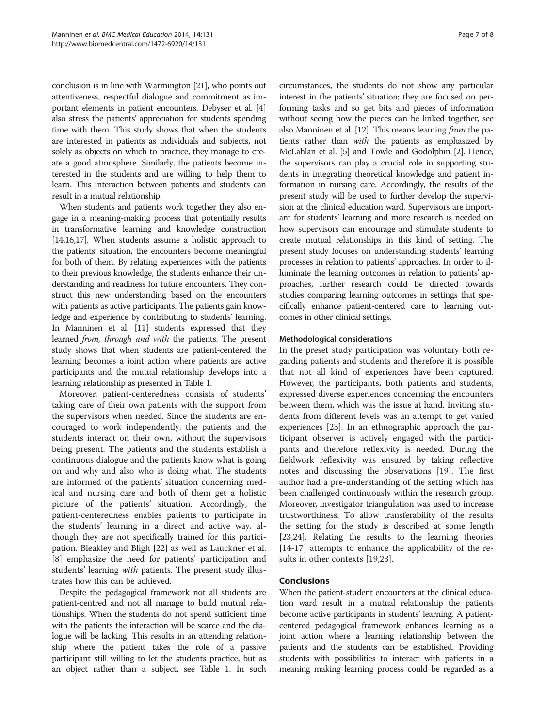conclusion is in line with Warmington [21], who points out attentiveness, respectful dialogue and commitment as important elements in patient encounters. Debyser et al. [4] also stress the patients' appreciation for students spending time with them. This study shows that when the students are interested in patients as individuals and subjects, not solely as objects on which to practice, they manage to create a good atmosphere. Similarly, the patients become interested in the students and are willing to help them to learn. This interaction between patients and students can result in a mutual relationship.

When students and patients work together they also engage in a meaning-making process that potentially results in transformative learning and knowledge construction [14,16,17]. When students assume a holistic approach to the patients' situation, the encounters become meaningful for both of them. By relating experiences with the patients to their previous knowledge, the students enhance their understanding and readiness for future encounters. They construct this new understanding based on the encounters with patients as active participants. The patients gain knowledge and experience by contributing to students' learning. In Manninen et al. [11] students expressed that they learned *from, through and with* the patients. The present study shows that when students are patient-centered the learning becomes a joint action where patients are active participants and the mutual relationship develops into a learning relationship as presented in Table 1.

Moreover, patient-centeredness consists of students' taking care of their own patients with the support from the supervisors when needed. Since the students are encouraged to work independently, the patients and the students interact on their own, without the supervisors being present. The patients and the students establish a continuous dialogue and the patients know what is going on and why and also who is doing what. The students are informed of the patients' situation concerning medical and nursing care and both of them get a holistic picture of the patients' situation. Accordingly, the patient-centeredness enables patients to participate in the students' learning in a direct and active way, although they are not specifically trained for this participation. Bleakley and Bligh [22] as well as Lauckner et al. [8] emphasize the need for patients' participation and students' learning *with* patients. The present study illustrates how this can be achieved.

Despite the pedagogical framework not all students are patient-centred and not all manage to build mutual relationships. When the students do not spend sufficient time with the patients the interaction will be scarce and the dialogue will be lacking. This results in an attending relationship where the patient takes the role of a passive participant still willing to let the students practice, but as an object rather than a subject, see Table 1. In such circumstances, the students do not show any particular interest in the patients' situation; they are focused on performing tasks and so get bits and pieces of information without seeing how the pieces can be linked together, see also Manninen et al. [12]. This means learning *from* the patients rather than *with* the patients as emphasized by McLahlan et al. [5] and Towle and Godolphin [2]. Hence, the supervisors can play a crucial role in supporting students in integrating theoretical knowledge and patient information in nursing care. Accordingly, the results of the present study will be used to further develop the supervision at the clinical education ward. Supervisors are important for students' learning and more research is needed on how supervisors can encourage and stimulate students to create mutual relationships in this kind of setting. The present study focuses on understanding students' learning processes in relation to patients' approaches. In order to illuminate the learning outcomes in relation to patients' approaches, further research could be directed towards studies comparing learning outcomes in settings that specifically enhance patient-centered care to learning outcomes in other clinical settings.

### Methodological considerations

In the preset study participation was voluntary both regarding patients and students and therefore it is possible that not all kind of experiences have been captured. However, the participants, both patients and students, expressed diverse experiences concerning the encounters between them, which was the issue at hand. Inviting students from different levels was an attempt to get varied experiences [23]. In an ethnographic approach the participant observer is actively engaged with the participants and therefore reflexivity is needed. During the fieldwork reflexivity was ensured by taking reflective notes and discussing the observations [19]. The first author had a pre-understanding of the setting which has been challenged continuously within the research group. Moreover, investigator triangulation was used to increase trustworthiness. To allow transferability of the results the setting for the study is described at some length [23,24]. Relating the results to the learning theories [14-17] attempts to enhance the applicability of the results in other contexts [19,23].

## Conclusions

When the patient-student encounters at the clinical education ward result in a mutual relationship the patients become active participants in students' learning. A patient-centered pedagogical framework enhances learning as a joint action where a learning relationship between the patients and the students can be established. Providing students with possibilities to interact with patients in a meaning making learning process could be regarded as a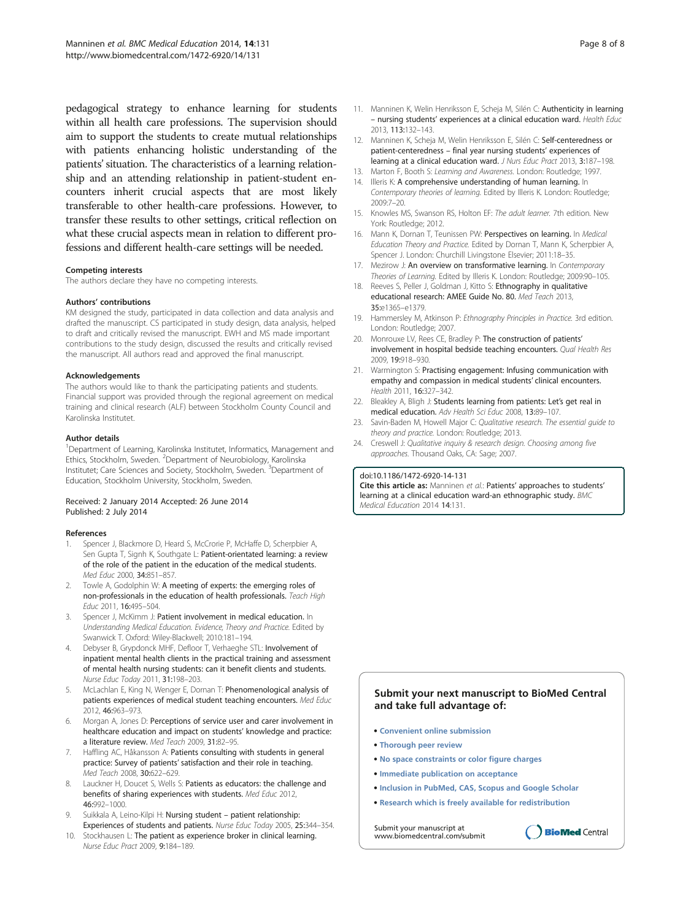pedagogical strategy to enhance learning for students within all health care professions. The supervision should aim to support the students to create mutual relationships with patients enhancing holistic understanding of the patients' situation. The characteristics of a learning relationship and an attending relationship in patient-student encounters inherit crucial aspects that are most likely transferable to other health-care professions. However, to transfer these results to other settings, critical reflection on what these crucial aspects mean in relation to different professions and different health-care settings will be needed.

#### Competing interests

The authors declare they have no competing interests.

#### Authors' contributions

KM designed the study, participated in data collection and data analysis and drafted the manuscript. CS participated in study design, data analysis, helped to draft and critically revised the manuscript. EWH and MS made important contributions to the study design, discussed the results and critically revised the manuscript. All authors read and approved the final manuscript.

#### Acknowledgements

The authors would like to thank the participating patients and students. Financial support was provided through the regional agreement on medical training and clinical research (ALF) between Stockholm County Council and Karolinska Institutet.

#### Author details

[1]Department of Learning, Karolinska Institutet, Informatics, Management and Ethics, Stockholm, Sweden. [2]Department of Neurobiology, Karolinska Institutet; Care Sciences and Society, Stockholm, Sweden. [3]Department of Education, Stockholm University, Stockholm, Sweden.

Received: 2 January 2014 Accepted: 26 June 2014
Published: 2 July 2014

#### References

1. Spencer J, Blackmore D, Heard S, McCrorie P, McHaffe D, Scherpbier A, Sen Gupta T, Signh K, Southgate L: **Patient-orientated learning: a review of the role of the patient in the education of the medical students.** *Med Educ* 2000, **34:**851–857.
2. Towle A, Godolphin W: **A meeting of experts: the emerging roles of non-professionals in the education of health professionals.** *Teach High Educ* 2011, **16:**495–504.
3. Spencer J, McKimm J: **Patient involvement in medical education.** In *Understanding Medical Education. Evidence, Theory and Practice.* Edited by Swanwick T. Oxford: Wiley-Blackwell; 2010:181–194.
4. Debyser B, Grypdonck MHF, Defloor T, Verhaeghe STL: **Involvement of inpatient mental health clients in the practical training and assessment of mental health nursing students: can it benefit clients and students.** *Nurse Educ Today* 2011, **31:**198–203.
5. McLachlan E, King N, Wenger E, Dornan T: **Phenomenological analysis of patients experiences of medical student teaching encounters.** *Med Educ* 2012, **46:**963–973.
6. Morgan A, Jones D: **Perceptions of service user and carer involvement in healthcare education and impact on students' knowledge and practice: a literature review.** *Med Teach* 2009, **31:**82–95.
7. Haffling AC, Håkansson A: **Patients consulting with students in general practice: Survey of patients' satisfaction and their role in teaching.** *Med Teach* 2008, **30:**622–629.
8. Lauckner H, Doucet S, Wells S: **Patients as educators: the challenge and benefits of sharing experiences with students.** *Med Educ* 2012, **46:**992–1000.
9. Suikkala A, Leino-Kilpi H: **Nursing student – patient relationship: Experiences of students and patients.** *Nurse Educ Today* 2005, **25:**344–354.
10. Stockhausen L: **The patient as experience broker in clinical learning.** *Nurse Educ Pract* 2009, **9:**184–189.
11. Manninen K, Welin Henriksson E, Scheja M, Silén C: **Authenticity in learning – nursing students' experiences at a clinical education ward.** *Health Educ* 2013, **113:**132–143.
12. Manninen K, Scheja M, Welin Henriksson E, Silén C: **Self-centeredness or patient-centeredness – final year nursing students' experiences of learning at a clinical education ward.** *J Nurs Educ Pract* 2013, **3:**187–198.
13. Marton F, Booth S: *Learning and Awareness.* London: Routledge; 1997.
14. Illeris K: **A comprehensive understanding of human learning.** In *Contemporary theories of learning.* Edited by Illeris K. London: Routledge; 2009:7–20.
15. Knowles MS, Swanson RS, Holton EF: *The adult learner.* 7th edition. New York: Routledge; 2012.
16. Mann K, Dornan T, Teunissen PW: **Perspectives on learning.** In *Medical Education Theory and Practice.* Edited by Dornan T, Mann K, Scherpbier A, Spencer J. London: Churchill Livingstone Elsevier; 2011:18–35.
17. Mezirow J: **An overview on transformative learning.** In *Contemporary Theories of Learning.* Edited by Illeris K. London: Routledge; 2009:90–105.
18. Reeves S, Peller J, Goldman J, Kitto S: **Ethnography in qualitative educational research: AMEE Guide No. 80.** *Med Teach* 2013, **35:**e1365–e1379.
19. Hammersley M, Atkinson P: *Ethnography Principles in Practice.* 3rd edition. London: Routledge; 2007.
20. Monrouxe LV, Rees CE, Bradley P: **The construction of patients' involvement in hospital bedside teaching encounters.** *Qual Health Res* 2009, **19:**918–930.
21. Warmington S: **Practising engagement: Infusing communication with empathy and compassion in medical students' clinical encounters.** *Health* 2011, **16:**327–342.
22. Bleakley A, Bligh J: **Students learning from patients: Let's get real in medical education.** *Adv Health Sci Educ* 2008, **13:**89–107.
23. Savin-Baden M, Howell Major C: *Qualitative research. The essential guide to theory and practice.* London: Routledge; 2013.
24. Creswell J: *Qualitative inquiry & research design. Choosing among five approaches.* Thousand Oaks, CA: Sage; 2007.

doi:10.1186/1472-6920-14-131

**Cite this article as:** Manninen *et al.*: Patients' approaches to students' learning at a clinical education ward-an ethnographic study. *BMC Medical Education* 2014 **14**:131.

**Submit your next manuscript to BioMed Central and take full advantage of:**

- **Convenient online submission**
- **Thorough peer review**
- **No space constraints or color figure charges**
- **Immediate publication on acceptance**
- **Inclusion in PubMed, CAS, Scopus and Google Scholar**
- **Research which is freely available for redistribution**

Submit your manuscript at
www.biomedcentral.com/submit

BioMed Central